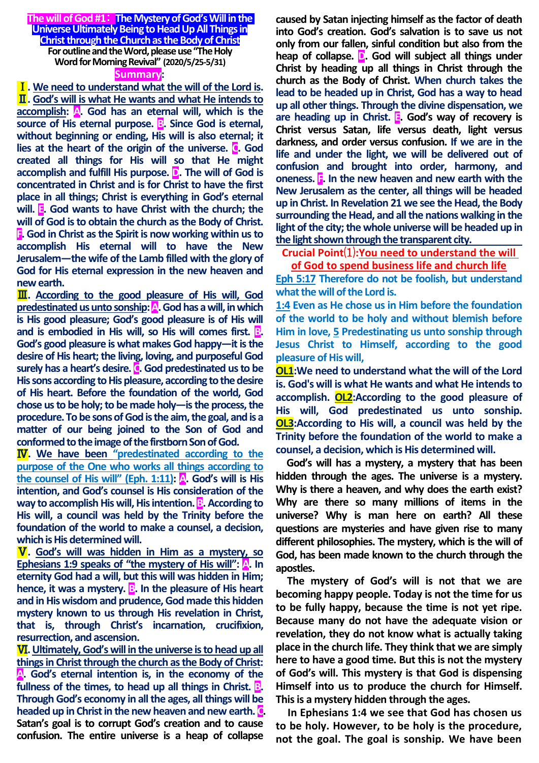# The will of God #1：The Mystery of God's Will in the Universe Ultimately Being to Head Up All Things in Christ through the Church as the Body of Christ

**For outline and the Word, please use "The Holy Word for Morning Revival" (2020/5/25-5/31)**

## Summary:

**Ⅰ. We need to understand what the will of the Lord is.**

**Ⅱ. God's will is what He wants and what He intends to accomplish: A. God has an eternal will, which is the source of His eternal purpose. B. Since God is eternal, without beginning or ending, His will is also eternal; it lies at the heart of the origin of the universe. C. God created all things for His will so that He might accomplish and fulfill His purpose. D. The will of God is concentrated in Christ and is for Christ to have the first place in all things; Christ is everything in God's eternal will. E. God wants to have Christ with the church; the will of God is to obtain the church as the Body of Christ. F. God in Christ as the Spirit is now working within us to accomplish His eternal will to have the New Jerusalem—the wife of the Lamb filled with the glory of God for His eternal expression in the new heaven and new earth.**

**Ⅲ. According to the good pleasure of His will, God predestinated us unto sonship: A. God has a will, in which is His good pleasure; God's good pleasure is of His will and is embodied in His will, so His will comes first. B. God's good pleasure is what makes God happy—it is the desire of His heart; the living, loving, and purposeful God surely has a heart's desire. C. God predestinated us to be His sons according to His pleasure, according to the desire of His heart. Before the foundation of the world, God chose us to be holy; to be made holy—is the process, the procedure. To be sons of God is the aim, the goal, and is a matter of our being joined to the Son of God and conformed to the image of the firstborn Son of God.**

**Ⅳ. We have been "predestinated according to the purpose of the One who works all things according to the counsel of His will" (Eph. 1:11): A. God's will is His intention, and God's counsel is His consideration of the way to accomplish His will, His intention. B. According to His will, a council was held by the Trinity before the foundation of the world to make a counsel, a decision, which is His determined will.**

**Ⅴ. God's will was hidden in Him as a mystery, so Ephesians 1:9 speaks of "the mystery of His will": A. In eternity God had a will, but this will was hidden in Him; hence, it was a mystery. B. In the pleasure of His heart and in His wisdom and prudence, God made this hidden mystery known to us through His revelation in Christ, that is, through Christ's incarnation, crucifixion, resurrection, and ascension.**

**Ⅵ. Ultimately, God's will in the universe is to head up all things in Christ through the church as the Body of Christ: A. God's eternal intention is, in the economy of the fullness of the times, to head up all things in Christ. B. Through God's economy in all the ages, all things will be headed up in Christ in the new heaven and new earth. C. Satan's goal is to corrupt God's creation and to cause confusion. The entire universe is a heap of collapse caused by Satan injecting himself as the factor of death into God's creation. God's salvation is to save us not only from our fallen, sinful condition but also from the heap of collapse. D. God will subject all things under Christ by heading up all things in Christ through the church as the Body of Christ. When church takes the lead to be headed up in Christ, God has a way to head up all other things. Through the divine dispensation, we are heading up in Christ. E. God's way of recovery is Christ versus Satan, life versus death, light versus darkness, and order versus confusion. If we are in the life and under the light, we will be delivered out of confusion and brought into order, harmony, and oneness. F. In the new heaven and new earth with the New Jerusalem as the center, all things will be headed up in Christ. In Revelation 21 we see the Head, the Body surrounding the Head, and all the nations walking in the light of the city; the whole universe will be headed up in the light shown through the transparent city.**

## Crucial Point⑴: You need to understand the will of God to spend business life and church life

**Eph 5:17 Therefore do not be foolish, but understand what the will of the Lord is.**

**1:4 Even as He chose us in Him before the foundation of the world to be holy and without blemish before Him in love, 5 Predestinating us unto sonship through Jesus Christ to Himself, according to the good pleasure of His will,**

**OL1: We need to understand what the will of the Lord is. God's will is what He wants and what He intends to accomplish. OL2: According to the good pleasure of His will, God predestinated us unto sonship. OL3: According to His will, a council was held by the Trinity before the foundation of the world to make a counsel, a decision, which is His determined will.**

God's will has a mystery, a mystery that has been hidden through the ages. The universe is a mystery. Why is there a heaven, and why does the earth exist? Why are there so many millions of items in the universe? Why is man here on earth? All these questions are mysteries and have given rise to many different philosophies. The mystery, which is the will of God, has been made known to the church through the apostles.

The mystery of God's will is not that we are becoming happy people. Today is not the time for us to be fully happy, because the time is not yet ripe. Because many do not have the adequate vision or revelation, they do not know what is actually taking place in the church life. They think that we are simply here to have a good time. But this is not the mystery of God's will. This mystery is that God is dispensing Himself into us to produce the church for Himself. This is a mystery hidden through the ages.

In Ephesians 1:4 we see that God has chosen us to be holy. However, to be holy is the procedure, not the goal. The goal is sonship. We have been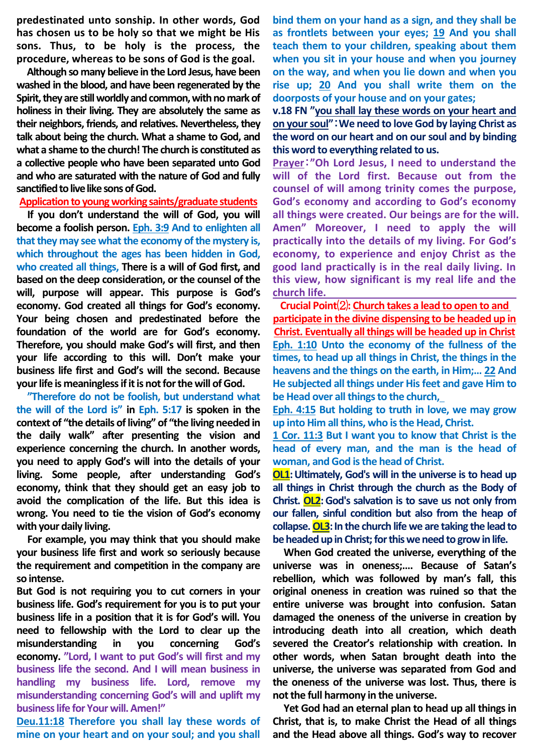**predestinated unto sonship. In other words, God has chosen us to be holy so that we might be His sons. Thus, to be holy is the process, the procedure, whereas to be sons of God is the goal.**

**Although so many believe in the Lord Jesus, have been washed in the blood, and have been regenerated by the Spirit, they are still worldly and common, with no mark of holiness in their living. They are absolutely the same as their neighbors, friends, and relatives. Nevertheless, they talk about being the church. What a shame to God, and what a shame to the church! The church is constituted as a collective people who have been separated unto God and who are saturated with the nature of God and fully sanctified to live like sons of God.**

**Application to young working saints/graduate students**

**If you don't understand the will of God, you will become a foolish person. Eph. 3:9 And to enlighten all that they may see what the economy of the mystery is, which throughout the ages has been hidden in God, who created all things, There is a will of God first, and based on the deep consideration, or the counsel of the will, purpose will appear. This purpose is God's economy. God created all things for God's economy. Your being chosen and predestinated before the foundation of the world are for God's economy. Therefore, you should make God's will first, and then your life according to this will. Don't make your business life first and God's will the second. Because your life is meaningless if it is not for the will of God.**

**"Therefore do not be foolish, but understand what the will of the Lord is" in Eph. 5:17 is spoken in the context of "the details of living" of "the living needed in the daily walk" after presenting the vision and experience concerning the church. In another words, you need to apply God's will into the details of your living. Some people, after understanding God's economy, think that they should get an easy job to avoid the complication of the life. But this idea is wrong. You need to tie the vision of God's economy with your daily living.**

**For example, you may think that you should make your business life first and work so seriously because the requirement and competition in the company are so intense.**

**But God is not requiring you to cut corners in your business life. God's requirement for you is to put your business life in a position that it is for God's will. You need to fellowship with the Lord to clear up the misunderstanding in you concerning God's economy. "Lord, I want to put God's will first and my business life the second. And I will mean business in handling my business life. Lord, remove my misunderstanding concerning God's will and uplift my business life for Your will. Amen!"**

**Deu.11:18 Therefore you shall lay these words of mine on your heart and on your soul; and you shall bind them on your hand as a sign, and they shall be as frontlets between your eyes; 19 And you shall teach them to your children, speaking about them when you sit in your house and when you journey on the way, and when you lie down and when you rise up; 20 And you shall write them on the doorposts of your house and on your gates;**

**v.18 FN "you shall lay these words on your heart and on your soul": We need to love God by laying Christ as the word on our heart and on our soul and by binding this word to everything related to us.**

**Prayer: "Oh Lord Jesus, I need to understand the will of the Lord first. Because out from the counsel of will among trinity comes the purpose, God's economy and according to God's economy all things were created. Our beings are for the will. Amen" Moreover, I need to apply the will practically into the details of my living. For God's economy, to experience and enjoy Christ as the good land practically is in the real daily living. In this view, how significant is my real life and the church life.**

**Crucial Point(2): Church takes a lead to open to and participate in the divine dispensing to be headed up in Christ. Eventually all things will be headed up in Christ**

**Eph. 1:10 Unto the economy of the fullness of the times, to head up all things in Christ, the things in the heavens and the things on the earth, in Him;... 22 And He subjected all things under His feet and gave Him to be Head over all things to the church,**

**Eph. 4:15 But holding to truth in love, we may grow up into Him all thins, who is the Head, Christ.**

**1 Cor. 11:3 But I want you to know that Christ is the head of every man, and the man is the head of woman, and God is the head of Christ.**

**OL1: Ultimately, God's will in the universe is to head up all things in Christ through the church as the Body of Christ. OL2: God's salvation is to save us not only from our fallen, sinful condition but also from the heap of collapse. OL3: In the church life we are taking the lead to be headed up in Christ; for this we need to grow in life.**

**When God created the universe, everything of the universe was in oneness;.... Because of Satan's rebellion, which was followed by man's fall, this original oneness in creation was ruined so that the entire universe was brought into confusion. Satan damaged the oneness of the universe in creation by introducing death into all creation, which death severed the Creator's relationship with creation. In other words, when Satan brought death into the universe, the universe was separated from God and the oneness of the universe was lost. Thus, there is not the full harmony in the universe.**

**Yet God had an eternal plan to head up all things in Christ, that is, to make Christ the Head of all things and the Head above all things. God's way to recover**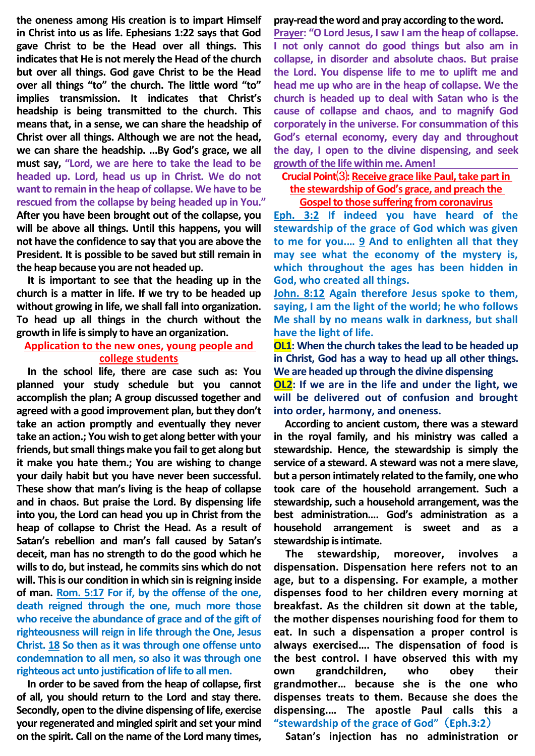the oneness among His creation is to impart Himself in Christ into us as life. Ephesians 1:22 says that God gave Christ to be the Head over all things. This indicates that He is not merely the Head of the church but over all things. God gave Christ to be the Head over all things "to" the church. The little word "to" implies transmission. It indicates that Christ's headship is being transmitted to the church. This means that, in a sense, we can share the headship of Christ over all things. Although we are not the head, we can share the headship. …By God's grace, we all must say, **"Lord, we are here to take the lead to be headed up. Lord, head us up in Christ. We do not want to remain in the heap of collapse. We have to be rescued from the collapse by being headed up in You."** After you have been brought out of the collapse, you will be above all things. Until this happens, you will not have the confidence to say that you are above the President. It is possible to be saved but still remain in the heap because you are not headed up.

It is important to see that the heading up in the church is a matter in life. If we try to be headed up without growing in life, we shall fall into organization. To head up all things in the church without the growth in life is simply to have an organization.

**Application to the new ones, young people and college students**

In the school life, there are case such as: You planned your study schedule but you cannot accomplish the plan; A group discussed together and agreed with a good improvement plan, but they don't take an action promptly and eventually they never take an action.; You wish to get along better with your friends, but small things make you fail to get along but it make you hate them.; You are wishing to change your daily habit but you have never been successful. These show that man's living is the heap of collapse and in chaos. But praise the Lord. By dispensing life into you, the Lord can head you up in Christ from the heap of collapse to Christ the Head. As a result of Satan's rebellion and man's fall caused by Satan's deceit, man has no strength to do the good which he wills to do, but instead, he commits sins which do not will. This is our condition in which sin is reigning inside of man. **Rom. 5:17 For if, by the offense of the one, death reigned through the one, much more those who receive the abundance of grace and of the gift of righteousness will reign in life through the One, Jesus Christ. 18 So then as it was through one offense unto condemnation to all men, so also it was through one righteous act unto justification of life to all men.**

In order to be saved from the heap of collapse, first of all, you should return to the Lord and stay there. Secondly, open to the divine dispensing of life, exercise your regenerated and mingled spirit and set your mind on the spirit. Call on the name of the Lord many times, pray-read the word and pray according to the word.

**Prayer: "O Lord Jesus, I saw I am the heap of collapse. I not only cannot do good things but also am in collapse, in disorder and absolute chaos. But praise the Lord. You dispense life to me to uplift me and head me up who are in the heap of collapse. We the church is headed up to deal with Satan who is the cause of collapse and chaos, and to magnify God corporately in the universe. For consummation of this God's eternal economy, every day and throughout the day, I open to the divine dispensing, and seek growth of the life within me. Amen!**

**Crucial Point⑶: Receive grace like Paul, take part in the stewardship of God's grace, and preach the Gospel to those suffering from coronavirus**

**Eph. 3:2 If indeed you have heard of the stewardship of the grace of God which was given to me for you…. 9 And to enlighten all that they may see what the economy of the mystery is, which throughout the ages has been hidden in God, who created all things.**

**John. 8:12 Again therefore Jesus spoke to them, saying, I am the light of the world; he who follows Me shall by no means walk in darkness, but shall have the light of life.**

**OL1: When the church takes the lead to be headed up in Christ, God has a way to head up all other things. We are headed up through the divine dispensing**

**OL2: If we are in the life and under the light, we will be delivered out of confusion and brought into order, harmony, and oneness.**

According to ancient custom, there was a steward in the royal family, and his ministry was called a stewardship. Hence, the stewardship is simply the service of a steward. A steward was not a mere slave, but a person intimately related to the family, one who took care of the household arrangement. Such a stewardship, such a household arrangement, was the best administration…. God's administration as a household arrangement is sweet and as a stewardship is intimate.

The stewardship, moreover, involves a dispensation. Dispensation here refers not to an age, but to a dispensing. For example, a mother dispenses food to her children every morning at breakfast. As the children sit down at the table, the mother dispenses nourishing food for them to eat. In such a dispensation a proper control is always exercised…. The dispensation of food is the best control. I have observed this with my own grandchildren, who obey their grandmother… because she is the one who dispenses treats to them. Because she does the dispensing…. The apostle Paul calls this a **"stewardship of the grace of God"（Eph.3:2）**

Satan's injection has no administration or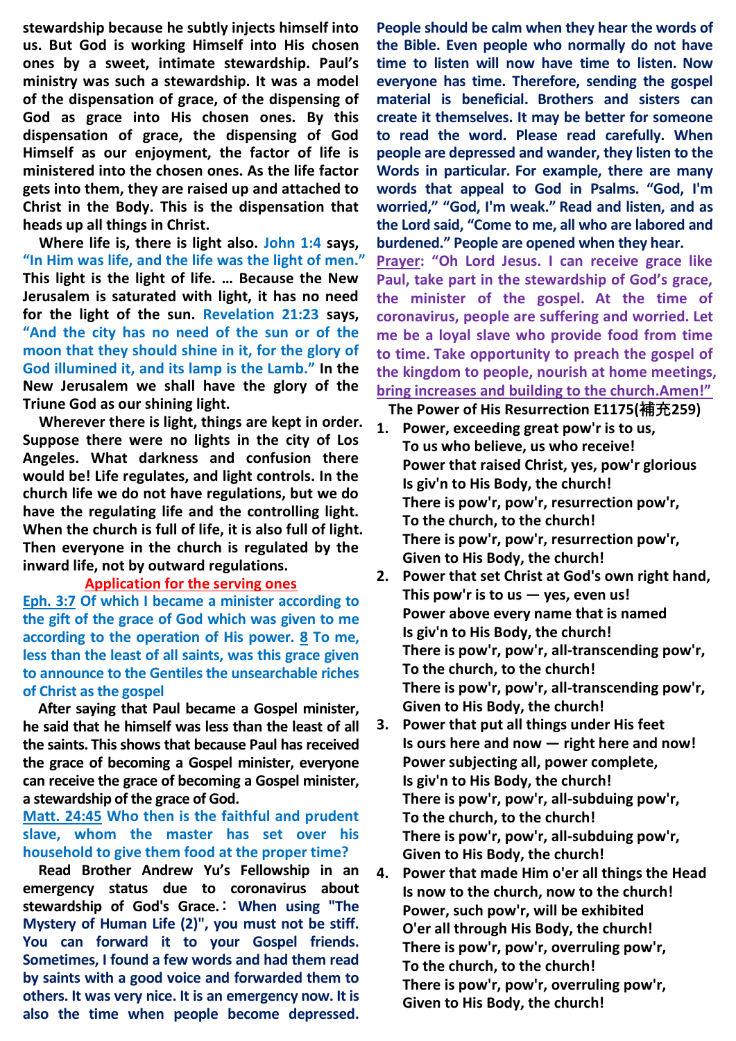**stewardship because he subtly injects himself into us. But God is working Himself into His chosen ones by a sweet, intimate stewardship. Paul's ministry was such a stewardship. It was a model of the dispensation of grace, of the dispensing of God as grace into His chosen ones. By this dispensation of grace, the dispensing of God Himself as our enjoyment, the factor of life is ministered into the chosen ones. As the life factor gets into them, they are raised up and attached to Christ in the Body. This is the dispensation that heads up all things in Christ.**

**Where life is, there is light also. John 1:4 says, "In Him was life, and the life was the light of men." This light is the light of life. … Because the New Jerusalem is saturated with light, it has no need for the light of the sun. Revelation 21:23 says, "And the city has no need of the sun or of the moon that they should shine in it, for the glory of God illumined it, and its lamp is the Lamb." In the New Jerusalem we shall have the glory of the Triune God as our shining light.**

**Wherever there is light, things are kept in order. Suppose there were no lights in the city of Los Angeles. What darkness and confusion there would be! Life regulates, and light controls. In the church life we do not have regulations, but we do have the regulating life and the controlling light. When the church is full of life, it is also full of light. Then everyone in the church is regulated by the inward life, not by outward regulations.**

## Application for the serving ones

**Eph. 3:7 Of which I became a minister according to the gift of the grace of God which was given to me according to the operation of His power. 8 To me, less than the least of all saints, was this grace given to announce to the Gentiles the unsearchable riches of Christ as the gospel**

**After saying that Paul became a Gospel minister, he said that he himself was less than the least of all the saints. This shows that because Paul has received the grace of becoming a Gospel minister, everyone can receive the grace of becoming a Gospel minister, a stewardship of the grace of God.**

**Matt. 24:45 Who then is the faithful and prudent slave, whom the master has set over his household to give them food at the proper time?**

**Read Brother Andrew Yu's Fellowship in an emergency status due to coronavirus about stewardship of God's Grace.: When using "The Mystery of Human Life (2)", you must not be stiff. You can forward it to your Gospel friends. Sometimes, I found a few words and had them read by saints with a good voice and forwarded them to others. It was very nice. It is an emergency now. It is also the time when people become depressed. People should be calm when they hear the words of the Bible. Even people who normally do not have time to listen will now have time to listen. Now everyone has time. Therefore, sending the gospel material is beneficial. Brothers and sisters can create it themselves. It may be better for someone to read the word. Please read carefully. When people are depressed and wander, they listen to the Words in particular. For example, there are many words that appeal to God in Psalms. "God, I'm worried," "God, I'm weak." Read and listen, and as the Lord said, "Come to me, all who are labored and burdened." People are opened when they hear.**

**Prayer: "Oh Lord Jesus. I can receive grace like Paul, take part in the stewardship of God's grace, the minister of the gospel. At the time of coronavirus, people are suffering and worried. Let me be a loyal slave who provide food from time to time. Take opportunity to preach the gospel of the kingdom to people, nourish at home meetings, bring increases and building to the church.Amen!"**

### The Power of His Resurrection E1175(補充259)

1. Power, exceeding great pow'r is to us,
   To us who believe, us who receive!
   Power that raised Christ, yes, pow'r glorious
   Is giv'n to His Body, the church!
   There is pow'r, pow'r, resurrection pow'r,
   To the church, to the church!
   There is pow'r, pow'r, resurrection pow'r,
   Given to His Body, the church!
2. Power that set Christ at God's own right hand,
   This pow'r is to us — yes, even us!
   Power above every name that is named
   Is giv'n to His Body, the church!
   There is pow'r, pow'r, all-transcending pow'r,
   To the church, to the church!
   There is pow'r, pow'r, all-transcending pow'r,
   Given to His Body, the church!
3. Power that put all things under His feet
   Is ours here and now — right here and now!
   Power subjecting all, power complete,
   Is giv'n to His Body, the church!
   There is pow'r, pow'r, all-subduing pow'r,
   To the church, to the church!
   There is pow'r, pow'r, all-subduing pow'r,
   Given to His Body, the church!
4. Power that made Him o'er all things the Head
   Is now to the church, now to the church!
   Power, such pow'r, will be exhibited
   O'er all through His Body, the church!
   There is pow'r, pow'r, overruling pow'r,
   To the church, to the church!
   There is pow'r, pow'r, overruling pow'r,
   Given to His Body, the church!